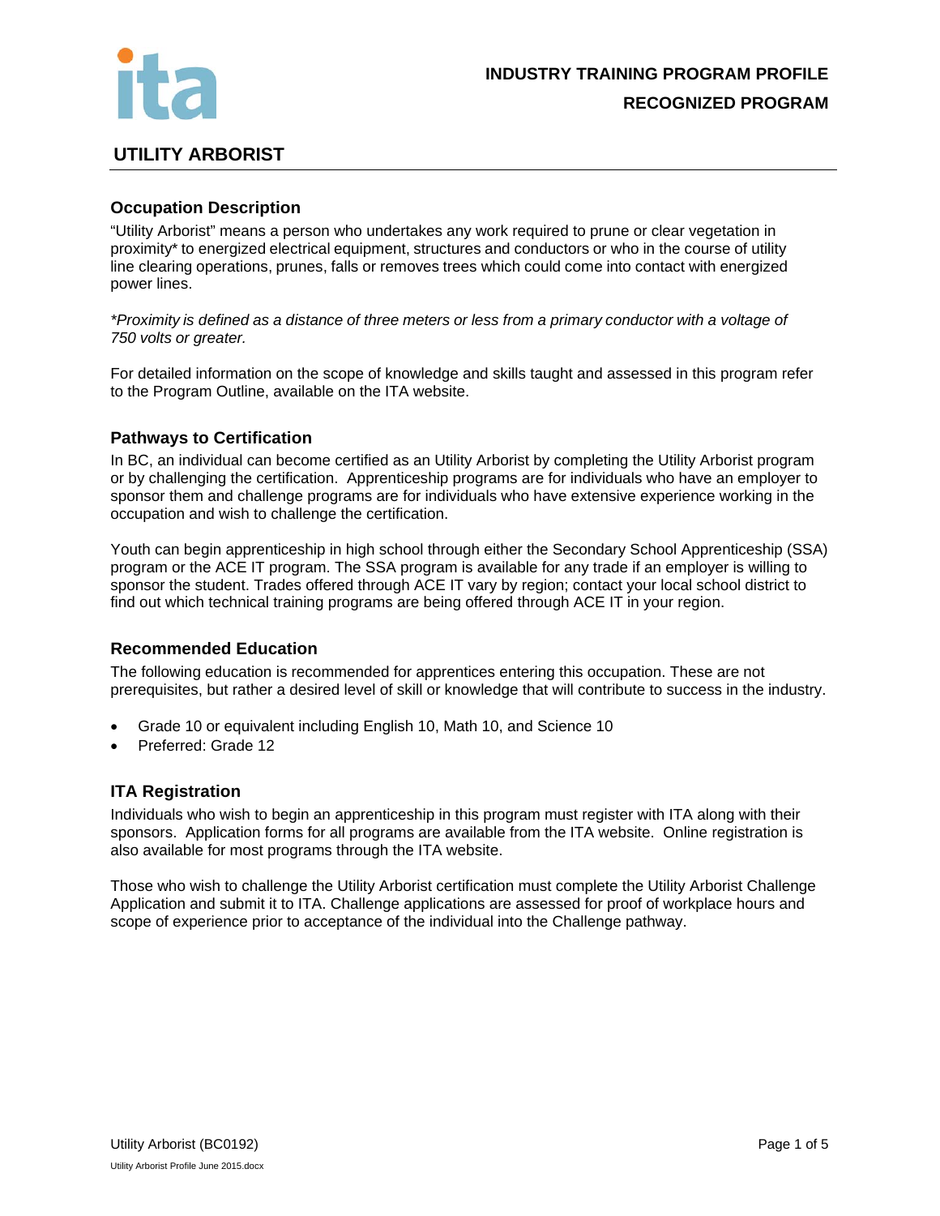**INDUSTRY TRAINING PROGRAM PROFILE**

**RECOGNIZED PROGRAM**

# UTILITY ARBORIST

## Occupation Description

"Utility Arborist" means a person who undertakes any work required to prune or clear vegetation in proximity* to energized electrical equipment, structures and conductors or who in the course of utility line clearing operations, prunes, falls or removes trees which could come into contact with energized power lines.

*\*Proximity is defined as a distance of three meters or less from a primary conductor with a voltage of 750 volts or greater.*

For detailed information on the scope of knowledge and skills taught and assessed in this program refer to the Program Outline, available on the ITA website.

## Pathways to Certification

In BC, an individual can become certified as an Utility Arborist by completing the Utility Arborist program or by challenging the certification. Apprenticeship programs are for individuals who have an employer to sponsor them and challenge programs are for individuals who have extensive experience working in the occupation and wish to challenge the certification.

Youth can begin apprenticeship in high school through either the Secondary School Apprenticeship (SSA) program or the ACE IT program. The SSA program is available for any trade if an employer is willing to sponsor the student. Trades offered through ACE IT vary by region; contact your local school district to find out which technical training programs are being offered through ACE IT in your region.

## Recommended Education

The following education is recommended for apprentices entering this occupation. These are not prerequisites, but rather a desired level of skill or knowledge that will contribute to success in the industry.

- Grade 10 or equivalent including English 10, Math 10, and Science 10
- Preferred: Grade 12

## ITA Registration

Individuals who wish to begin an apprenticeship in this program must register with ITA along with their sponsors. Application forms for all programs are available from the ITA website. Online registration is also available for most programs through the ITA website.

Those who wish to challenge the Utility Arborist certification must complete the Utility Arborist Challenge Application and submit it to ITA. Challenge applications are assessed for proof of workplace hours and scope of experience prior to acceptance of the individual into the Challenge pathway.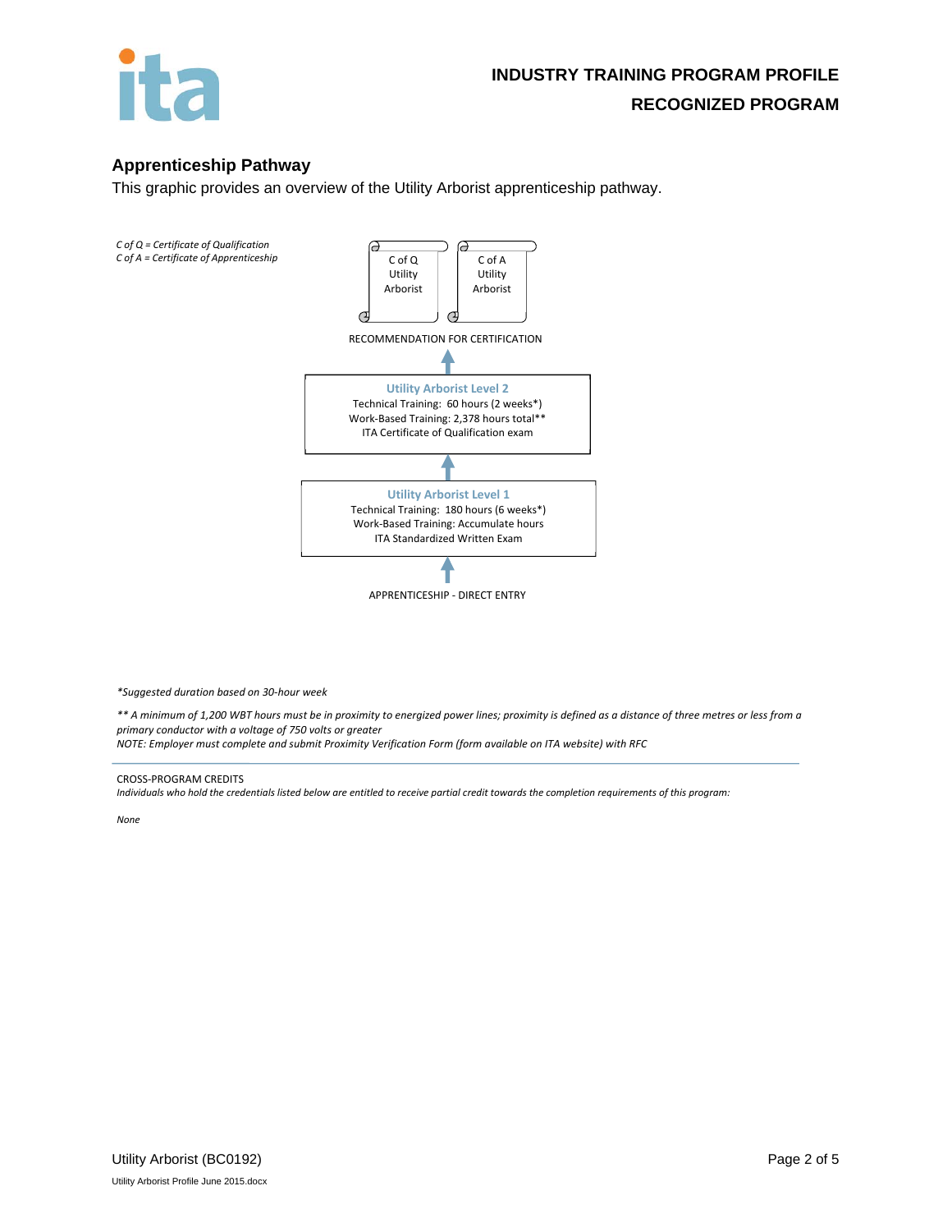## Apprenticeship Pathway

This graphic provides an overview of the Utility Arborist apprenticeship pathway.

*C of Q = Certificate of Qualification*
*C of A = Certificate of Apprenticeship*

C of Q Utility Arborist

C of A Utility Arborist

RECOMMENDATION FOR CERTIFICATION

↑

**Utility Arborist Level 2**
Technical Training: 60 hours (2 weeks*)
Work-Based Training: 2,378 hours total**
ITA Certificate of Qualification exam

↑

**Utility Arborist Level 1**
Technical Training: 180 hours (6 weeks*)
Work-Based Training: Accumulate hours
ITA Standardized Written Exam

↑

APPRENTICESHIP - DIRECT ENTRY

*\*Suggested duration based on 30-hour week*

*\*\* A minimum of 1,200 WBT hours must be in proximity to energized power lines; proximity is defined as a distance of three metres or less from a primary conductor with a voltage of 750 volts or greater*
*NOTE: Employer must complete and submit Proximity Verification Form (form available on ITA website) with RFC*

---

CROSS-PROGRAM CREDITS

*Individuals who hold the credentials listed below are entitled to receive partial credit towards the completion requirements of this program:*

*None*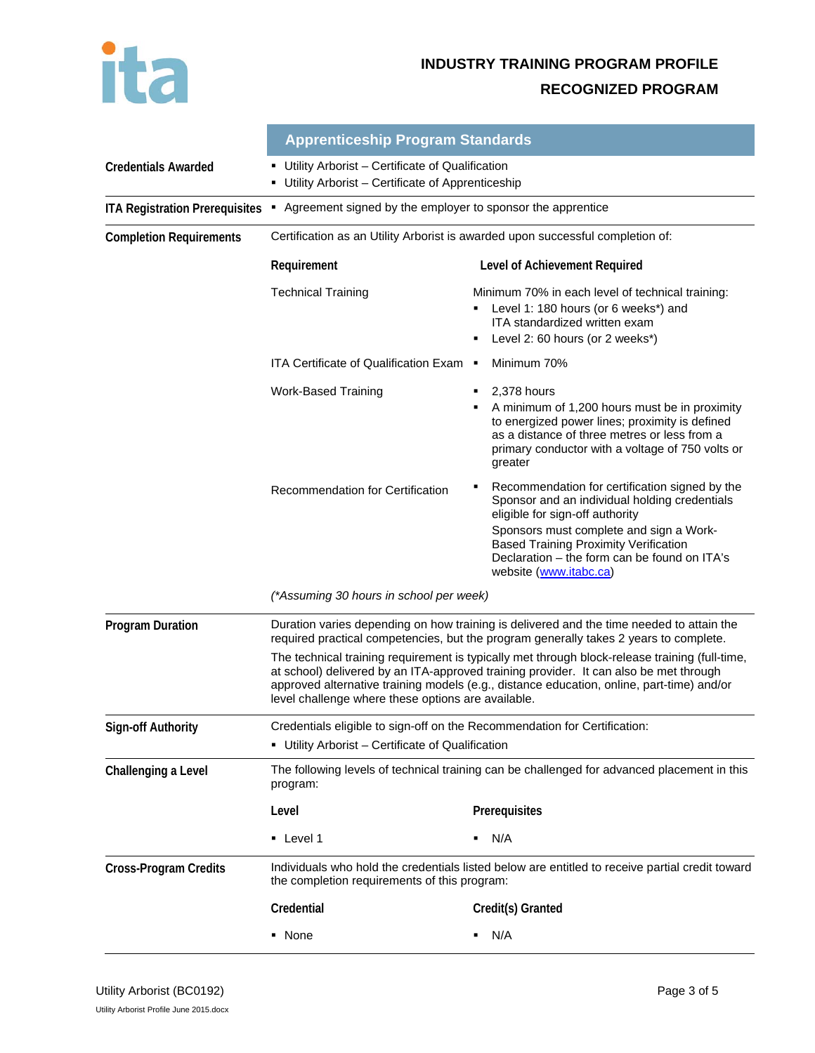**INDUSTRY TRAINING PROGRAM PROFILE**

**RECOGNIZED PROGRAM**

## Apprenticeship Program Standards

**Credentials Awarded**

- Utility Arborist – Certificate of Qualification
- Utility Arborist – Certificate of Apprenticeship

**ITA Registration Prerequisites**

- Agreement signed by the employer to sponsor the apprentice

**Completion Requirements**

Certification as an Utility Arborist is awarded upon successful completion of:

| Requirement | Level of Achievement Required |
| --- | --- |
| Technical Training | Minimum 70% in each level of technical training:<br>▪ Level 1: 180 hours (or 6 weeks*) and ITA standardized written exam<br>▪ Level 2: 60 hours (or 2 weeks*) |
| ITA Certificate of Qualification Exam | ▪ Minimum 70% |
| Work-Based Training | ▪ 2,378 hours<br>▪ A minimum of 1,200 hours must be in proximity to energized power lines; proximity is defined as a distance of three metres or less from a primary conductor with a voltage of 750 volts or greater |
| Recommendation for Certification | ▪ Recommendation for certification signed by the Sponsor and an individual holding credentials eligible for sign-off authority<br>Sponsors must complete and sign a Work-Based Training Proximity Verification Declaration – the form can be found on ITA's website (www.itabc.ca) |

*(\*Assuming 30 hours in school per week)*

**Program Duration**

Duration varies depending on how training is delivered and the time needed to attain the required practical competencies, but the program generally takes 2 years to complete.

The technical training requirement is typically met through block-release training (full-time, at school) delivered by an ITA-approved training provider. It can also be met through approved alternative training models (e.g., distance education, online, part-time) and/or level challenge where these options are available.

**Sign-off Authority**

Credentials eligible to sign-off on the Recommendation for Certification:

- Utility Arborist – Certificate of Qualification

**Challenging a Level**

The following levels of technical training can be challenged for advanced placement in this program:

| Level | Prerequisites |
| --- | --- |
| ▪ Level 1 | ▪ N/A |

**Cross-Program Credits**

Individuals who hold the credentials listed below are entitled to receive partial credit toward the completion requirements of this program:

| Credential | Credit(s) Granted |
| --- | --- |
| ▪ None | ▪ N/A |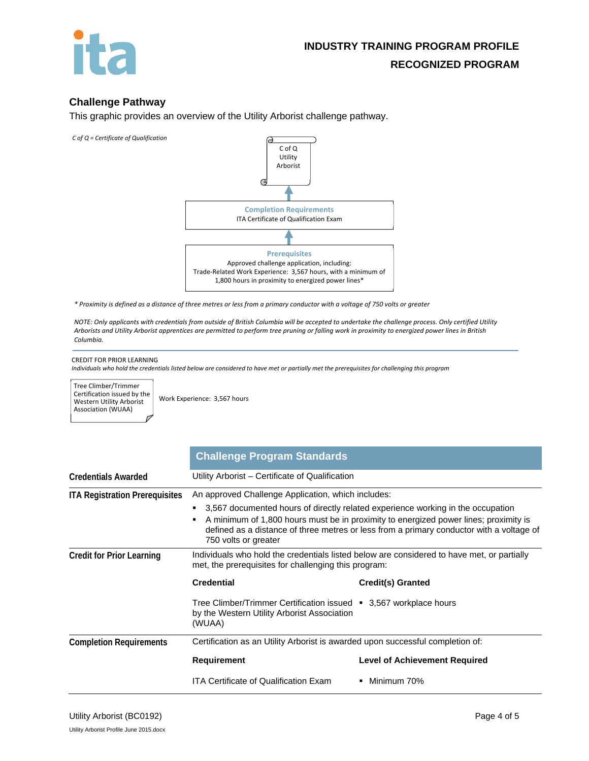## Challenge Pathway

This graphic provides an overview of the Utility Arborist challenge pathway.

*C of Q = Certificate of Qualification*

C of Q Utility Arborist

↑

**Completion Requirements**
ITA Certificate of Qualification Exam

↑

**Prerequisites**
Approved challenge application, including:
Trade-Related Work Experience: 3,567 hours, with a minimum of 1,800 hours in proximity to energized power lines*

*\* Proximity is defined as a distance of three metres or less from a primary conductor with a voltage of 750 volts or greater*

*NOTE: Only applicants with credentials from outside of British Columbia will be accepted to undertake the challenge process. Only certified Utility Arborists and Utility Arborist apprentices are permitted to perform tree pruning or falling work in proximity to energized power lines in British Columbia.*

CREDIT FOR PRIOR LEARNING

*Individuals who hold the credentials listed below are considered to have met or partially met the prerequisites for challenging this program*

| Credential | Credit |
|---|---|
| Tree Climber/Trimmer Certification issued by the Western Utility Arborist Association (WUAA) | Work Experience: 3,567 hours |

## Challenge Program Standards

**Credentials Awarded**

Utility Arborist – Certificate of Qualification

**ITA Registration Prerequisites**

An approved Challenge Application, which includes:

- 3,567 documented hours of directly related experience working in the occupation
- A minimum of 1,800 hours must be in proximity to energized power lines; proximity is defined as a distance of three metres or less from a primary conductor with a voltage of 750 volts or greater

**Credit for Prior Learning**

Individuals who hold the credentials listed below are considered to have met, or partially met, the prerequisites for challenging this program:

| Credential | Credit(s) Granted |
|---|---|
| Tree Climber/Trimmer Certification issued by the Western Utility Arborist Association (WUAA) | ▪ 3,567 workplace hours |

**Completion Requirements**

Certification as an Utility Arborist is awarded upon successful completion of:

| Requirement | Level of Achievement Required |
|---|---|
| ITA Certificate of Qualification Exam | ▪ Minimum 70% |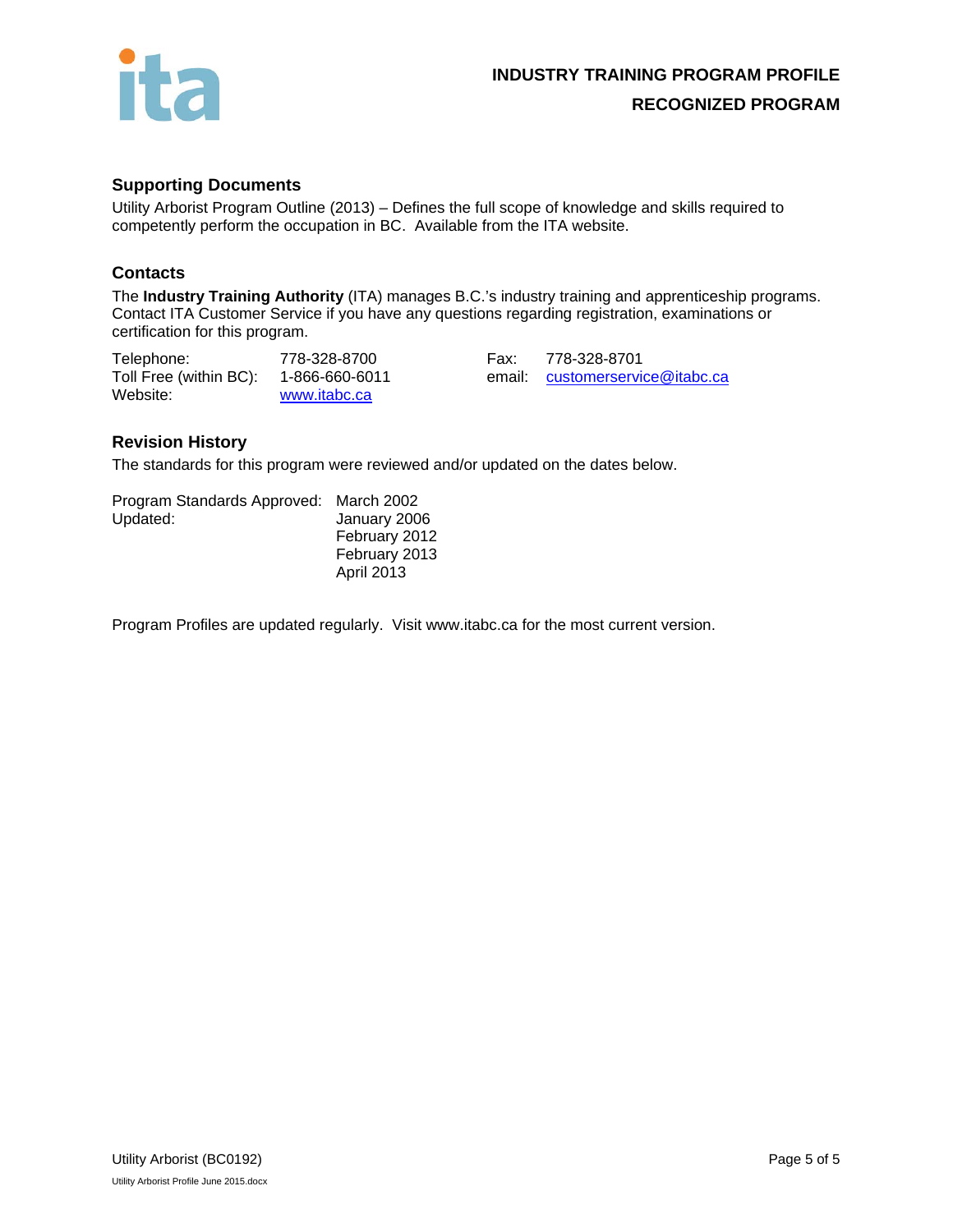## Supporting Documents

Utility Arborist Program Outline (2013) – Defines the full scope of knowledge and skills required to competently perform the occupation in BC. Available from the ITA website.

## Contacts

The **Industry Training Authority** (ITA) manages B.C.'s industry training and apprenticeship programs. Contact ITA Customer Service if you have any questions regarding registration, examinations or certification for this program.

| | | | |
|---|---|---|---|
| Telephone: | 778-328-8700 | Fax: | 778-328-8701 |
| Toll Free (within BC): | 1-866-660-6011 | email: | customerservice@itabc.ca |
| Website: | www.itabc.ca | | |

## Revision History

The standards for this program were reviewed and/or updated on the dates below.

| | |
|---|---|
| Program Standards Approved: | March 2002 |
| Updated: | January 2006 |
| | February 2012 |
| | February 2013 |
| | April 2013 |

Program Profiles are updated regularly. Visit www.itabc.ca for the most current version.